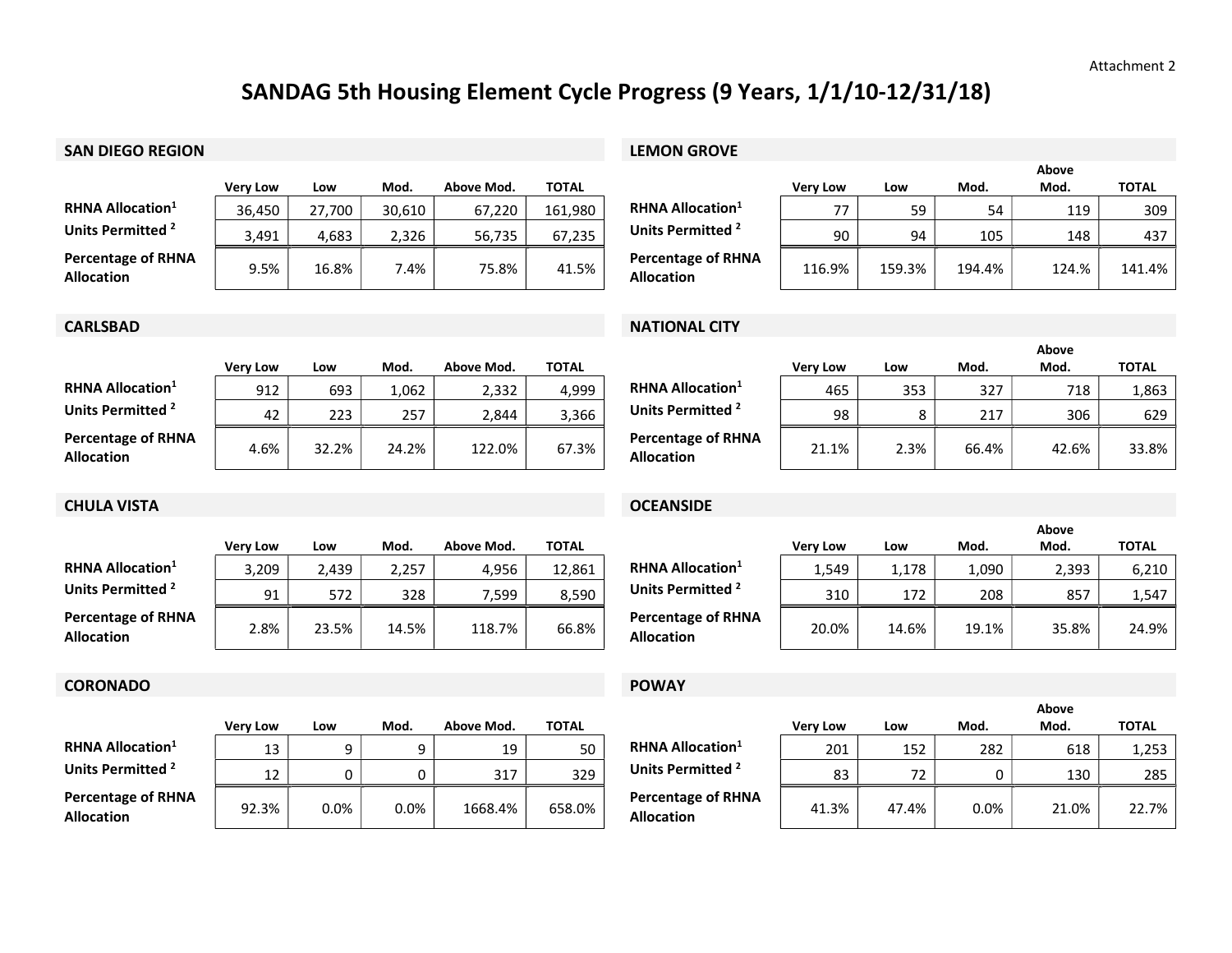Attachment 2

# SANDAG 5th Housing Element Cycle Progress (9 Years, 1/1/10-12/31/18)

## SAN DIEGO REGION

| | Very Low | Low | Mod. | Above Mod. | TOTAL |
|---|---|---|---|---|---|
| RHNA Allocation[1] | 36,450 | 27,700 | 30,610 | 67,220 | 161,980 |
| Units Permitted [2] | 3,491 | 4,683 | 2,326 | 56,735 | 67,235 |
| Percentage of RHNA Allocation | 9.5% | 16.8% | 7.4% | 75.8% | 41.5% |

## CARLSBAD

| | Very Low | Low | Mod. | Above Mod. | TOTAL |
|---|---|---|---|---|---|
| RHNA Allocation[1] | 912 | 693 | 1,062 | 2,332 | 4,999 |
| Units Permitted [2] | 42 | 223 | 257 | 2,844 | 3,366 |
| Percentage of RHNA Allocation | 4.6% | 32.2% | 24.2% | 122.0% | 67.3% |

## CHULA VISTA

| | Very Low | Low | Mod. | Above Mod. | TOTAL |
|---|---|---|---|---|---|
| RHNA Allocation[1] | 3,209 | 2,439 | 2,257 | 4,956 | 12,861 |
| Units Permitted [2] | 91 | 572 | 328 | 7,599 | 8,590 |
| Percentage of RHNA Allocation | 2.8% | 23.5% | 14.5% | 118.7% | 66.8% |

## CORONADO

| | Very Low | Low | Mod. | Above Mod. | TOTAL |
|---|---|---|---|---|---|
| RHNA Allocation[1] | 13 | 9 | 9 | 19 | 50 |
| Units Permitted [2] | 12 | 0 | 0 | 317 | 329 |
| Percentage of RHNA Allocation | 92.3% | 0.0% | 0.0% | 1668.4% | 658.0% |

## LEMON GROVE

| | Very Low | Low | Mod. | Above Mod. | TOTAL |
|---|---|---|---|---|---|
| RHNA Allocation[1] | 77 | 59 | 54 | 119 | 309 |
| Units Permitted [2] | 90 | 94 | 105 | 148 | 437 |
| Percentage of RHNA Allocation | 116.9% | 159.3% | 194.4% | 124.% | 141.4% |

## NATIONAL CITY

| | Very Low | Low | Mod. | Above Mod. | TOTAL |
|---|---|---|---|---|---|
| RHNA Allocation[1] | 465 | 353 | 327 | 718 | 1,863 |
| Units Permitted [2] | 98 | 8 | 217 | 306 | 629 |
| Percentage of RHNA Allocation | 21.1% | 2.3% | 66.4% | 42.6% | 33.8% |

## OCEANSIDE

| | Very Low | Low | Mod. | Above Mod. | TOTAL |
|---|---|---|---|---|---|
| RHNA Allocation[1] | 1,549 | 1,178 | 1,090 | 2,393 | 6,210 |
| Units Permitted [2] | 310 | 172 | 208 | 857 | 1,547 |
| Percentage of RHNA Allocation | 20.0% | 14.6% | 19.1% | 35.8% | 24.9% |

## POWAY

| | Very Low | Low | Mod. | Above Mod. | TOTAL |
|---|---|---|---|---|---|
| RHNA Allocation[1] | 201 | 152 | 282 | 618 | 1,253 |
| Units Permitted [2] | 83 | 72 | 0 | 130 | 285 |
| Percentage of RHNA Allocation | 41.3% | 47.4% | 0.0% | 21.0% | 22.7% |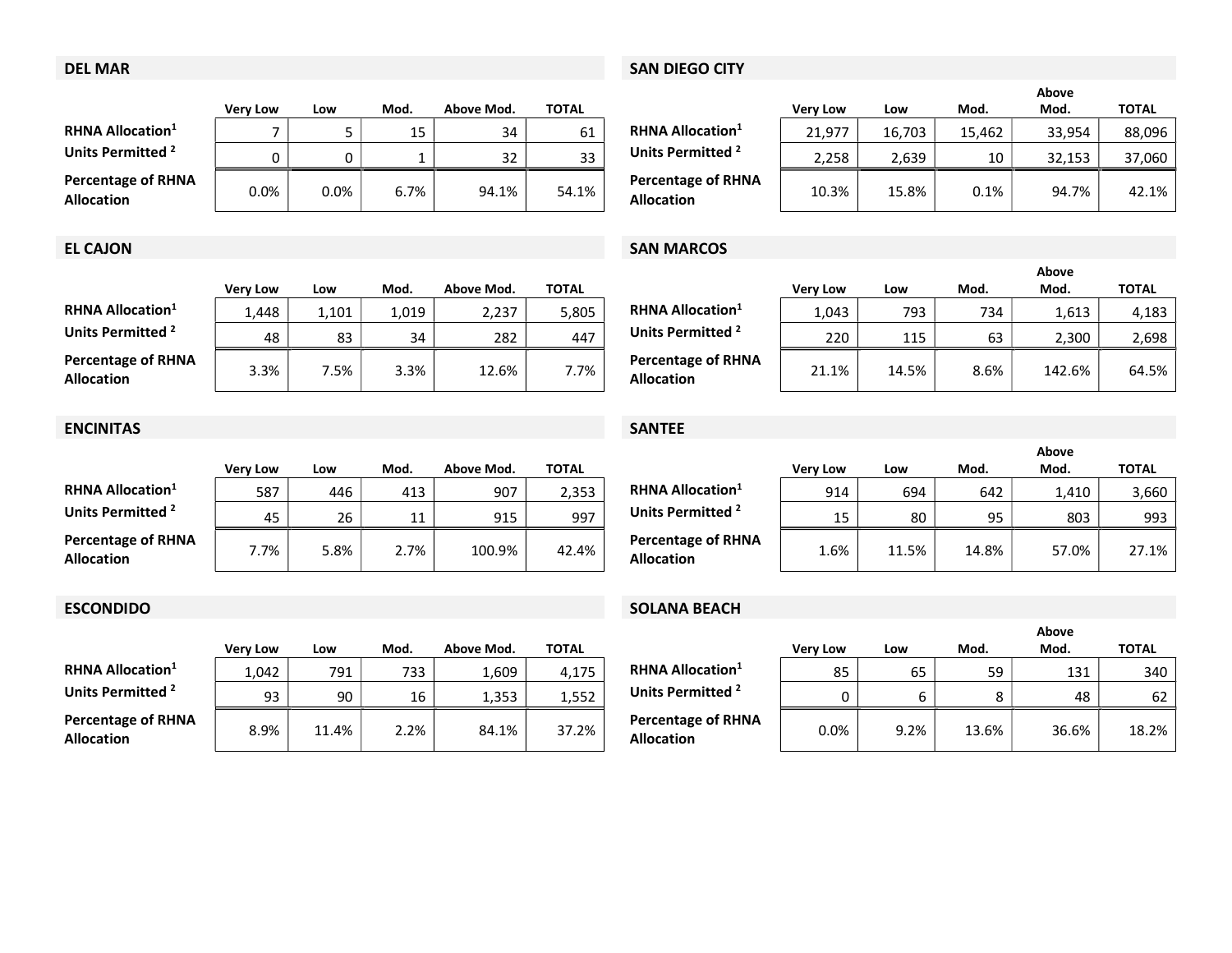## DEL MAR

| | Very Low | Low | Mod. | Above Mod. | TOTAL |
|---|---|---|---|---|---|
| RHNA Allocation[1] | 7 | 5 | 15 | 34 | 61 |
| Units Permitted [2] | 0 | 0 | 1 | 32 | 33 |
| Percentage of RHNA Allocation | 0.0% | 0.0% | 6.7% | 94.1% | 54.1% |

## EL CAJON

| | Very Low | Low | Mod. | Above Mod. | TOTAL |
|---|---|---|---|---|---|
| RHNA Allocation[1] | 1,448 | 1,101 | 1,019 | 2,237 | 5,805 |
| Units Permitted [2] | 48 | 83 | 34 | 282 | 447 |
| Percentage of RHNA Allocation | 3.3% | 7.5% | 3.3% | 12.6% | 7.7% |

## ENCINITAS

| | Very Low | Low | Mod. | Above Mod. | TOTAL |
|---|---|---|---|---|---|
| RHNA Allocation[1] | 587 | 446 | 413 | 907 | 2,353 |
| Units Permitted [2] | 45 | 26 | 11 | 915 | 997 |
| Percentage of RHNA Allocation | 7.7% | 5.8% | 2.7% | 100.9% | 42.4% |

## ESCONDIDO

| | Very Low | Low | Mod. | Above Mod. | TOTAL |
|---|---|---|---|---|---|
| RHNA Allocation[1] | 1,042 | 791 | 733 | 1,609 | 4,175 |
| Units Permitted [2] | 93 | 90 | 16 | 1,353 | 1,552 |
| Percentage of RHNA Allocation | 8.9% | 11.4% | 2.2% | 84.1% | 37.2% |

## SAN DIEGO CITY

| | Very Low | Low | Mod. | Above Mod. | TOTAL |
|---|---|---|---|---|---|
| RHNA Allocation[1] | 21,977 | 16,703 | 15,462 | 33,954 | 88,096 |
| Units Permitted [2] | 2,258 | 2,639 | 10 | 32,153 | 37,060 |
| Percentage of RHNA Allocation | 10.3% | 15.8% | 0.1% | 94.7% | 42.1% |

## SAN MARCOS

| | Very Low | Low | Mod. | Above Mod. | TOTAL |
|---|---|---|---|---|---|
| RHNA Allocation[1] | 1,043 | 793 | 734 | 1,613 | 4,183 |
| Units Permitted [2] | 220 | 115 | 63 | 2,300 | 2,698 |
| Percentage of RHNA Allocation | 21.1% | 14.5% | 8.6% | 142.6% | 64.5% |

## SANTEE

| | Very Low | Low | Mod. | Above Mod. | TOTAL |
|---|---|---|---|---|---|
| RHNA Allocation[1] | 914 | 694 | 642 | 1,410 | 3,660 |
| Units Permitted [2] | 15 | 80 | 95 | 803 | 993 |
| Percentage of RHNA Allocation | 1.6% | 11.5% | 14.8% | 57.0% | 27.1% |

## SOLANA BEACH

| | Very Low | Low | Mod. | Above Mod. | TOTAL |
|---|---|---|---|---|---|
| RHNA Allocation[1] | 85 | 65 | 59 | 131 | 340 |
| Units Permitted [2] | 0 | 6 | 8 | 48 | 62 |
| Percentage of RHNA Allocation | 0.0% | 9.2% | 13.6% | 36.6% | 18.2% |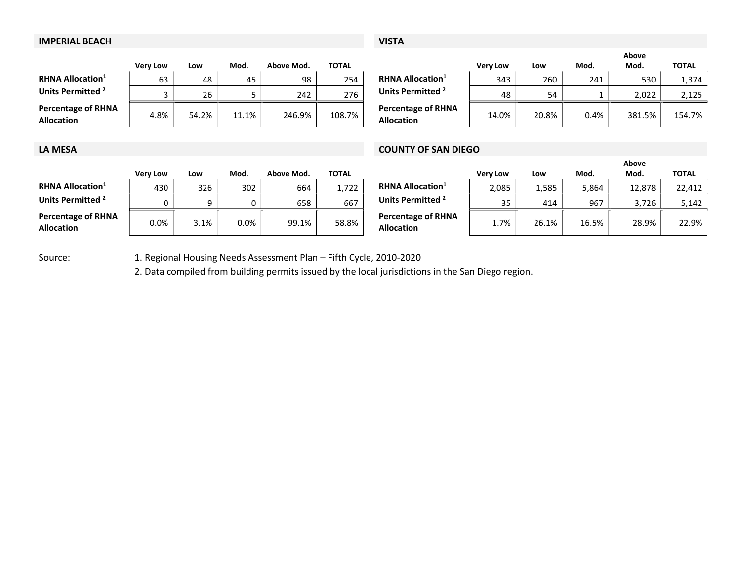### IMPERIAL BEACH

| | Very Low | Low | Mod. | Above Mod. | TOTAL |
|---|---|---|---|---|---|
| RHNA Allocation[1] | 63 | 48 | 45 | 98 | 254 |
| Units Permitted [2] | 3 | 26 | 5 | 242 | 276 |
| Percentage of RHNA Allocation | 4.8% | 54.2% | 11.1% | 246.9% | 108.7% |

### VISTA

| | Very Low | Low | Mod. | Above Mod. | TOTAL |
|---|---|---|---|---|---|
| RHNA Allocation[1] | 343 | 260 | 241 | 530 | 1,374 |
| Units Permitted [2] | 48 | 54 | 1 | 2,022 | 2,125 |
| Percentage of RHNA Allocation | 14.0% | 20.8% | 0.4% | 381.5% | 154.7% |

### LA MESA

| | Very Low | Low | Mod. | Above Mod. | TOTAL |
|---|---|---|---|---|---|
| RHNA Allocation[1] | 430 | 326 | 302 | 664 | 1,722 |
| Units Permitted [2] | 0 | 9 | 0 | 658 | 667 |
| Percentage of RHNA Allocation | 0.0% | 3.1% | 0.0% | 99.1% | 58.8% |

### COUNTY OF SAN DIEGO

| | Very Low | Low | Mod. | Above Mod. | TOTAL |
|---|---|---|---|---|---|
| RHNA Allocation[1] | 2,085 | 1,585 | 5,864 | 12,878 | 22,412 |
| Units Permitted [2] | 35 | 414 | 967 | 3,726 | 5,142 |
| Percentage of RHNA Allocation | 1.7% | 26.1% | 16.5% | 28.9% | 22.9% |

Source:

1. Regional Housing Needs Assessment Plan – Fifth Cycle, 2010-2020
2. Data compiled from building permits issued by the local jurisdictions in the San Diego region.